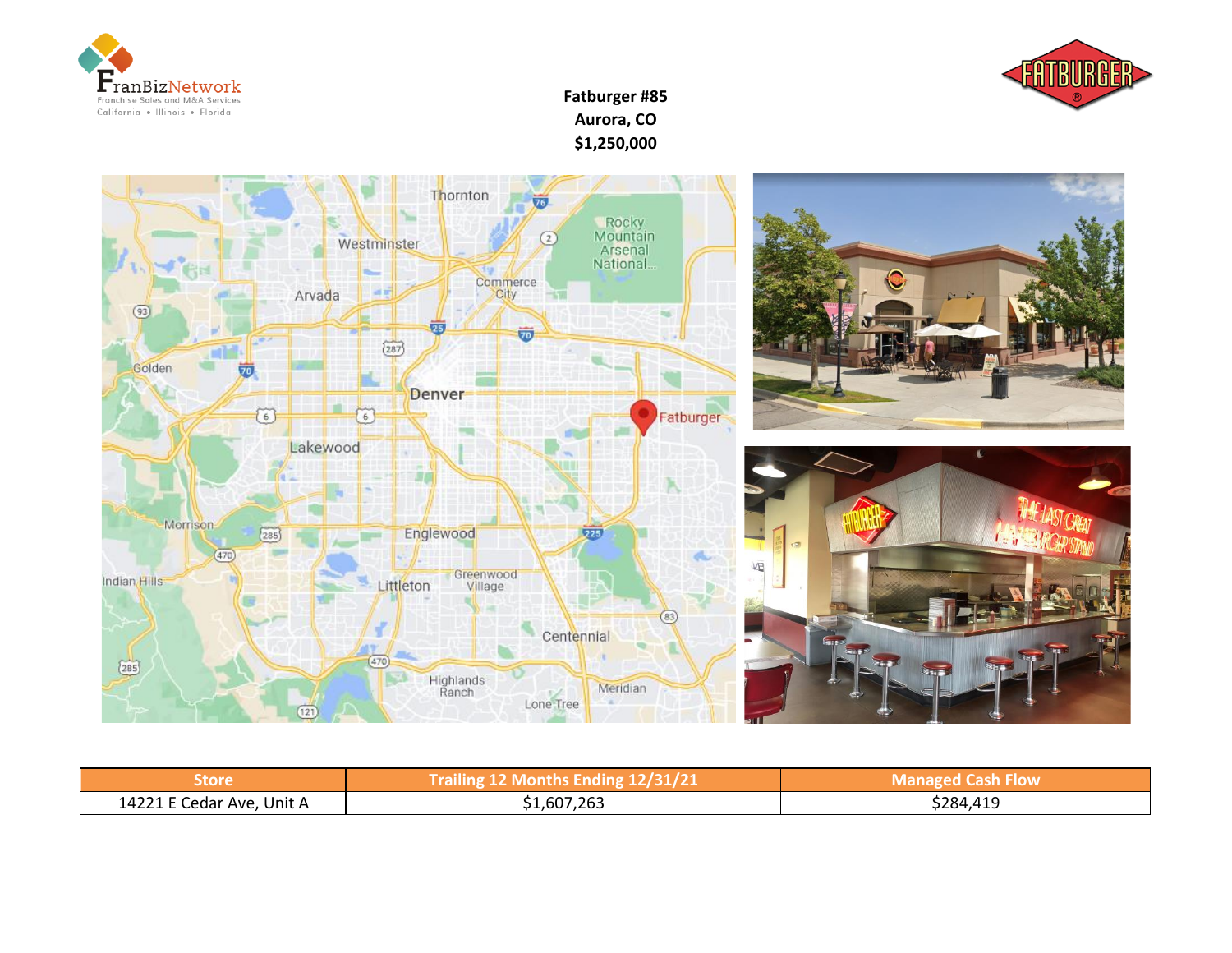**Fatburger #85**
**Aurora, CO**
**$1,250,000**

| Store | Trailing 12 Months Ending 12/31/21 | Managed Cash Flow |
| --- | --- | --- |
| 14221 E Cedar Ave, Unit A | $1,607,263 | $284,419 |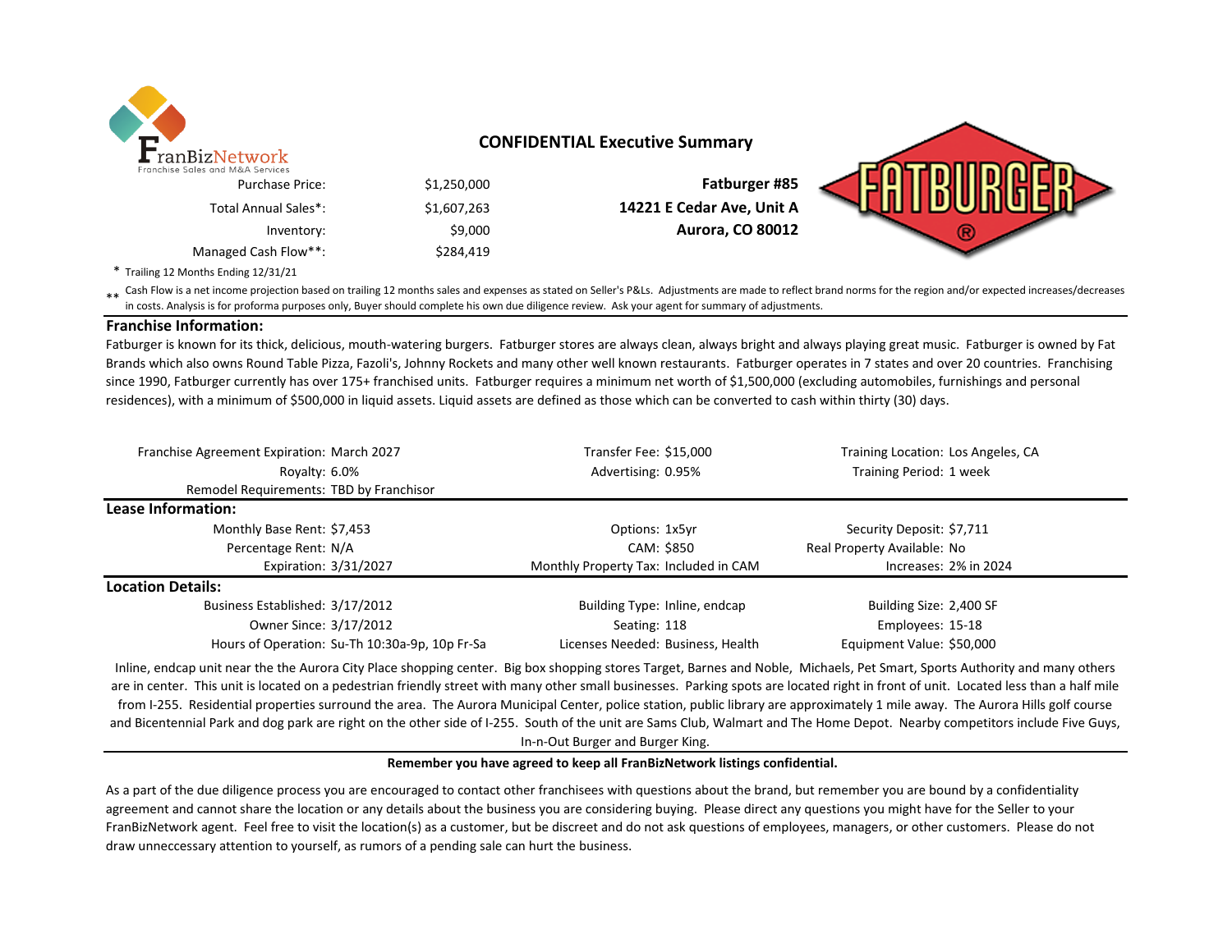FranBizNetwork
Franchise Sales and M&A Services

## CONFIDENTIAL Executive Summary

| | |
|---|---|
| Purchase Price: | $1,250,000 |
| Total Annual Sales*: | $1,607,263 |
| Inventory: | $9,000 |
| Managed Cash Flow**: | $284,419 |

**Fatburger #85**
**14221 E Cedar Ave, Unit A**
**Aurora, CO 80012**

FATBURGER ®

\* Trailing 12 Months Ending 12/31/21

\*\* Cash Flow is a net income projection based on trailing 12 months sales and expenses as stated on Seller's P&Ls. Adjustments are made to reflect brand norms for the region and/or expected increases/decreases in costs. Analysis is for proforma purposes only, Buyer should complete his own due diligence review. Ask your agent for summary of adjustments.

### Franchise Information:

Fatburger is known for its thick, delicious, mouth-watering burgers. Fatburger stores are always clean, always bright and always playing great music. Fatburger is owned by Fat Brands which also owns Round Table Pizza, Fazoli's, Johnny Rockets and many other well known restaurants. Fatburger operates in 7 states and over 20 countries. Franchising since 1990, Fatburger currently has over 175+ franchised units. Fatburger requires a minimum net worth of $1,500,000 (excluding automobiles, furnishings and personal residences), with a minimum of $500,000 in liquid assets. Liquid assets are defined as those which can be converted to cash within thirty (30) days.

| | | | | | |
|---|---|---|---|---|---|
| Franchise Agreement Expiration: | March 2027 | Transfer Fee: | $15,000 | Training Location: | Los Angeles, CA |
| Royalty: | 6.0% | Advertising: | 0.95% | Training Period: | 1 week |
| Remodel Requirements: | TBD by Franchisor | | | | |

### Lease Information:

| | | | | | |
|---|---|---|---|---|---|
| Monthly Base Rent: | $7,453 | Options: | 1x5yr | Security Deposit: | $7,711 |
| Percentage Rent: | N/A | CAM: | $850 | Real Property Available: | No |
| Expiration: | 3/31/2027 | Monthly Property Tax: | Included in CAM | Increases: | 2% in 2024 |

### Location Details:

| | | | | | |
|---|---|---|---|---|---|
| Business Established: | 3/17/2012 | Building Type: | Inline, endcap | Building Size: | 2,400 SF |
| Owner Since: | 3/17/2012 | Seating: | 118 | Employees: | 15-18 |
| Hours of Operation: | Su-Th 10:30a-9p, 10p Fr-Sa | Licenses Needed: | Business, Health | Equipment Value: | $50,000 |

Inline, endcap unit near the the Aurora City Place shopping center. Big box shopping stores Target, Barnes and Noble, Michaels, Pet Smart, Sports Authority and many others are in center. This unit is located on a pedestrian friendly street with many other small businesses. Parking spots are located right in front of unit. Located less than a half mile from I-255. Residential properties surround the area. The Aurora Municipal Center, police station, public library are approximately 1 mile away. The Aurora Hills golf course and Bicentennial Park and dog park are right on the other side of I-255. South of the unit are Sams Club, Walmart and The Home Depot. Nearby competitors include Five Guys, In-n-Out Burger and Burger King.

**Remember you have agreed to keep all FranBizNetwork listings confidential.**

As a part of the due diligence process you are encouraged to contact other franchisees with questions about the brand, but remember you are bound by a confidentiality agreement and cannot share the location or any details about the business you are considering buying. Please direct any questions you might have for the Seller to your FranBizNetwork agent. Feel free to visit the location(s) as a customer, but be discreet and do not ask questions of employees, managers, or other customers. Please do not draw unneccessary attention to yourself, as rumors of a pending sale can hurt the business.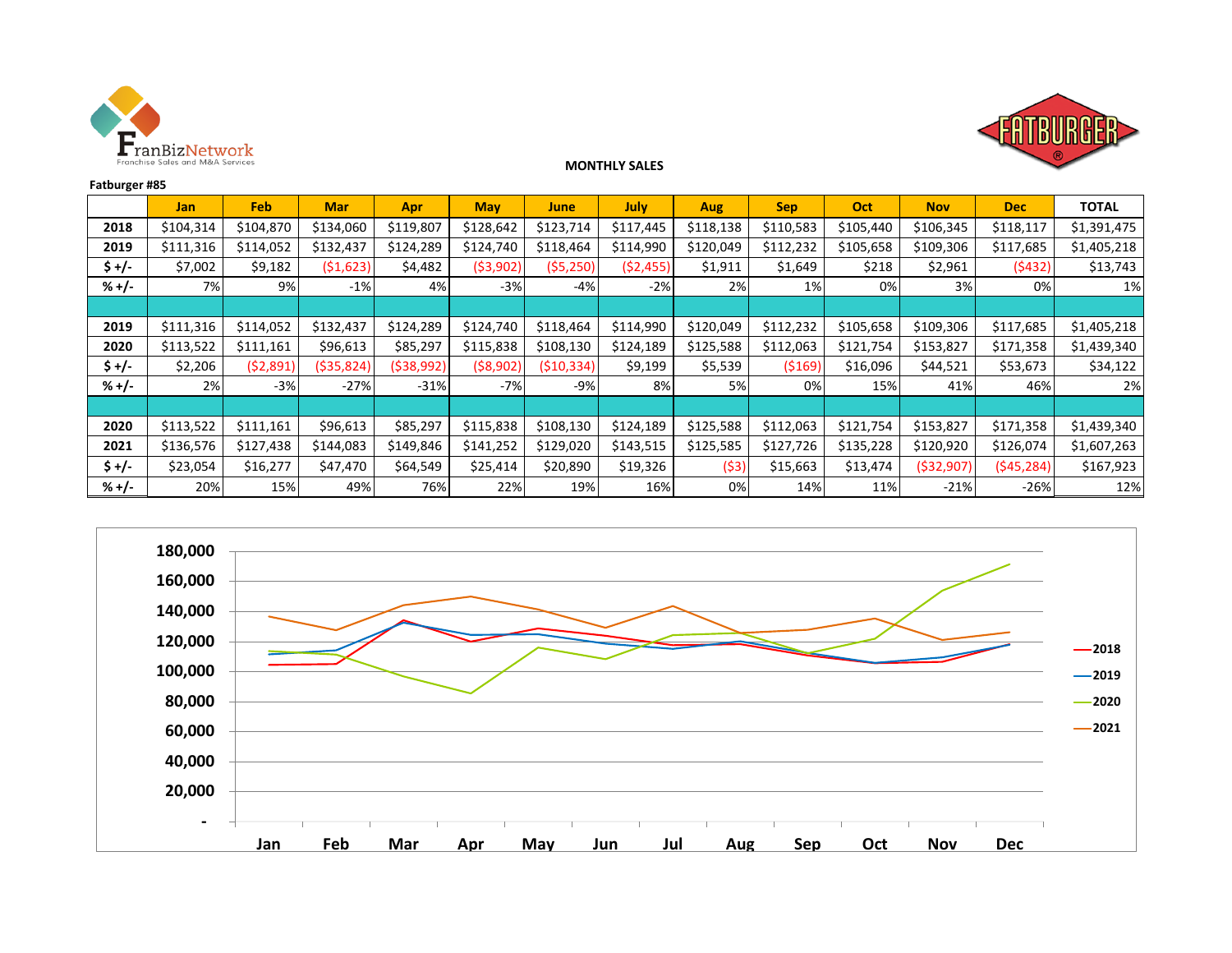FranBizNetwork
Franchise Sales and M&A Services

FATBURGER

**MONTHLY SALES**

**Fatburger #85**

| | Jan | Feb | Mar | Apr | May | June | July | Aug | Sep | Oct | Nov | Dec | TOTAL |
|---|---|---|---|---|---|---|---|---|---|---|---|---|---|
| **2018** | $104,314 | $104,870 | $134,060 | $119,807 | $128,642 | $123,714 | $117,445 | $118,138 | $110,583 | $105,440 | $106,345 | $118,117 | $1,391,475 |
| **2019** | $111,316 | $114,052 | $132,437 | $124,289 | $124,740 | $118,464 | $114,990 | $120,049 | $112,232 | $105,658 | $109,306 | $117,685 | $1,405,218 |
| **$ +/-** | $7,002 | $9,182 | ($1,623) | $4,482 | ($3,902) | ($5,250) | ($2,455) | $1,911 | $1,649 | $218 | $2,961 | ($432) | $13,743 |
| **% +/-** | 7% | 9% | -1% | 4% | -3% | -4% | -2% | 2% | 1% | 0% | 3% | 0% | 1% |
| | | | | | | | | | | | | | |
| **2019** | $111,316 | $114,052 | $132,437 | $124,289 | $124,740 | $118,464 | $114,990 | $120,049 | $112,232 | $105,658 | $109,306 | $117,685 | $1,405,218 |
| **2020** | $113,522 | $111,161 | $96,613 | $85,297 | $115,838 | $108,130 | $124,189 | $125,588 | $112,063 | $121,754 | $153,827 | $171,358 | $1,439,340 |
| **$ +/-** | $2,206 | ($2,891) | ($35,824) | ($38,992) | ($8,902) | ($10,334) | $9,199 | $5,539 | ($169) | $16,096 | $44,521 | $53,673 | $34,122 |
| **% +/-** | 2% | -3% | -27% | -31% | -7% | -9% | 8% | 5% | 0% | 15% | 41% | 46% | 2% |
| | | | | | | | | | | | | | |
| **2020** | $113,522 | $111,161 | $96,613 | $85,297 | $115,838 | $108,130 | $124,189 | $125,588 | $112,063 | $121,754 | $153,827 | $171,358 | $1,439,340 |
| **2021** | $136,576 | $127,438 | $144,083 | $149,846 | $141,252 | $129,020 | $143,515 | $125,585 | $127,726 | $135,228 | $120,920 | $126,074 | $1,607,263 |
| **$ +/-** | $23,054 | $16,277 | $47,470 | $64,549 | $25,414 | $20,890 | $19,326 | ($3) | $15,663 | $13,474 | ($32,907) | ($45,284) | $167,923 |
| **% +/-** | 20% | 15% | 49% | 76% | 22% | 19% | 16% | 0% | 14% | 11% | -21% | -26% | 12% |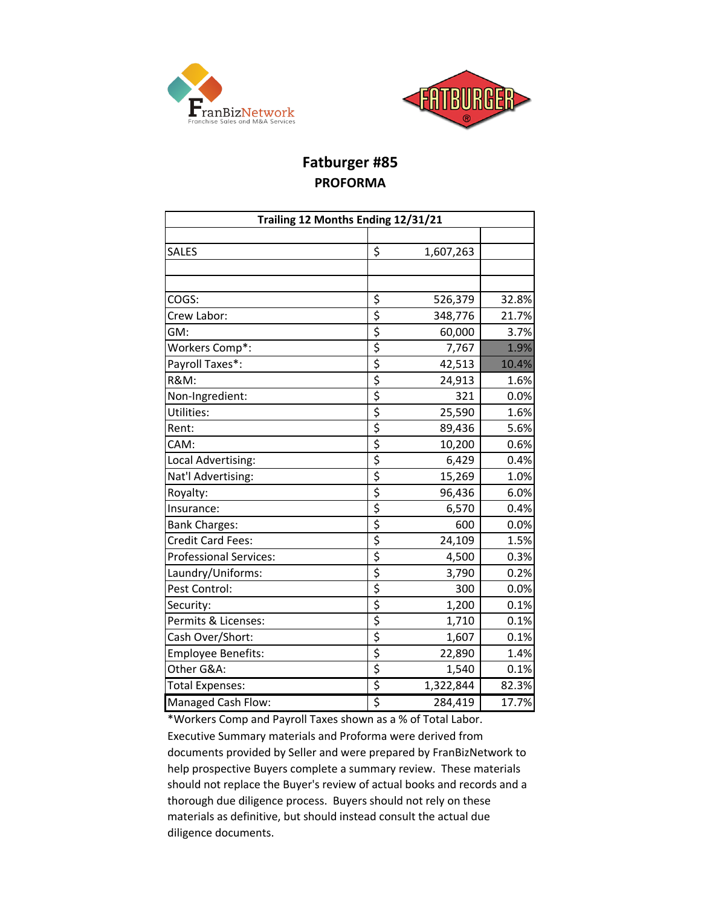FranBizNetwork
Franchise Sales and M&A Services

FATBURGER®

# Fatburger #85

## PROFORMA

| Trailing 12 Months Ending 12/31/21 | | |
|---|---|---|
| | | |
| SALES | $ 1,607,263 | |
| | | |
| | | |
| COGS: | $ 526,379 | 32.8% |
| Crew Labor: | $ 348,776 | 21.7% |
| GM: | $ 60,000 | 3.7% |
| Workers Comp*: | $ 7,767 | 1.9% |
| Payroll Taxes*: | $ 42,513 | 10.4% |
| R&M: | $ 24,913 | 1.6% |
| Non-Ingredient: | $ 321 | 0.0% |
| Utilities: | $ 25,590 | 1.6% |
| Rent: | $ 89,436 | 5.6% |
| CAM: | $ 10,200 | 0.6% |
| Local Advertising: | $ 6,429 | 0.4% |
| Nat'l Advertising: | $ 15,269 | 1.0% |
| Royalty: | $ 96,436 | 6.0% |
| Insurance: | $ 6,570 | 0.4% |
| Bank Charges: | $ 600 | 0.0% |
| Credit Card Fees: | $ 24,109 | 1.5% |
| Professional Services: | $ 4,500 | 0.3% |
| Laundry/Uniforms: | $ 3,790 | 0.2% |
| Pest Control: | $ 300 | 0.0% |
| Security: | $ 1,200 | 0.1% |
| Permits & Licenses: | $ 1,710 | 0.1% |
| Cash Over/Short: | $ 1,607 | 0.1% |
| Employee Benefits: | $ 22,890 | 1.4% |
| Other G&A: | $ 1,540 | 0.1% |
| Total Expenses: | $ 1,322,844 | 82.3% |
| Managed Cash Flow: | $ 284,419 | 17.7% |

*Workers Comp and Payroll Taxes shown as a % of Total Labor.

Executive Summary materials and Proforma were derived from documents provided by Seller and were prepared by FranBizNetwork to help prospective Buyers complete a summary review. These materials should not replace the Buyer's review of actual books and records and a thorough due diligence process. Buyers should not rely on these materials as definitive, but should instead consult the actual due diligence documents.